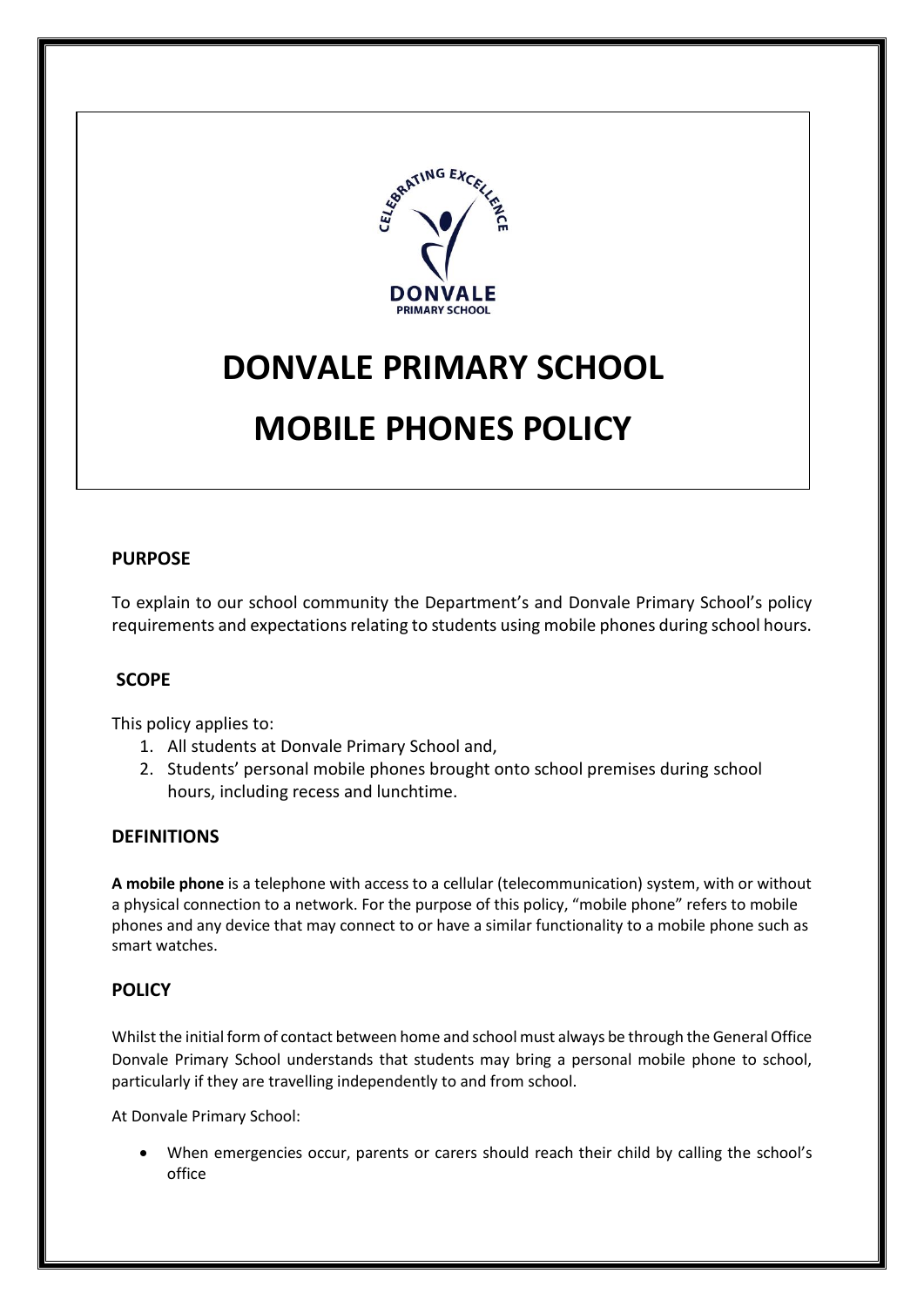# DONVALE PRIMARY SCHOOL

# MOBILE PHONES POLICY

## PURPOSE

To explain to our school community the Department's and Donvale Primary School's policy requirements and expectations relating to students using mobile phones during school hours.

## SCOPE

This policy applies to:

1. All students at Donvale Primary School and,
2. Students' personal mobile phones brought onto school premises during school hours, including recess and lunchtime.

## DEFINITIONS

**A mobile phone** is a telephone with access to a cellular (telecommunication) system, with or without a physical connection to a network. For the purpose of this policy, "mobile phone" refers to mobile phones and any device that may connect to or have a similar functionality to a mobile phone such as smart watches.

## POLICY

Whilst the initial form of contact between home and school must always be through the General Office Donvale Primary School understands that students may bring a personal mobile phone to school, particularly if they are travelling independently to and from school.

At Donvale Primary School:

- When emergencies occur, parents or carers should reach their child by calling the school's office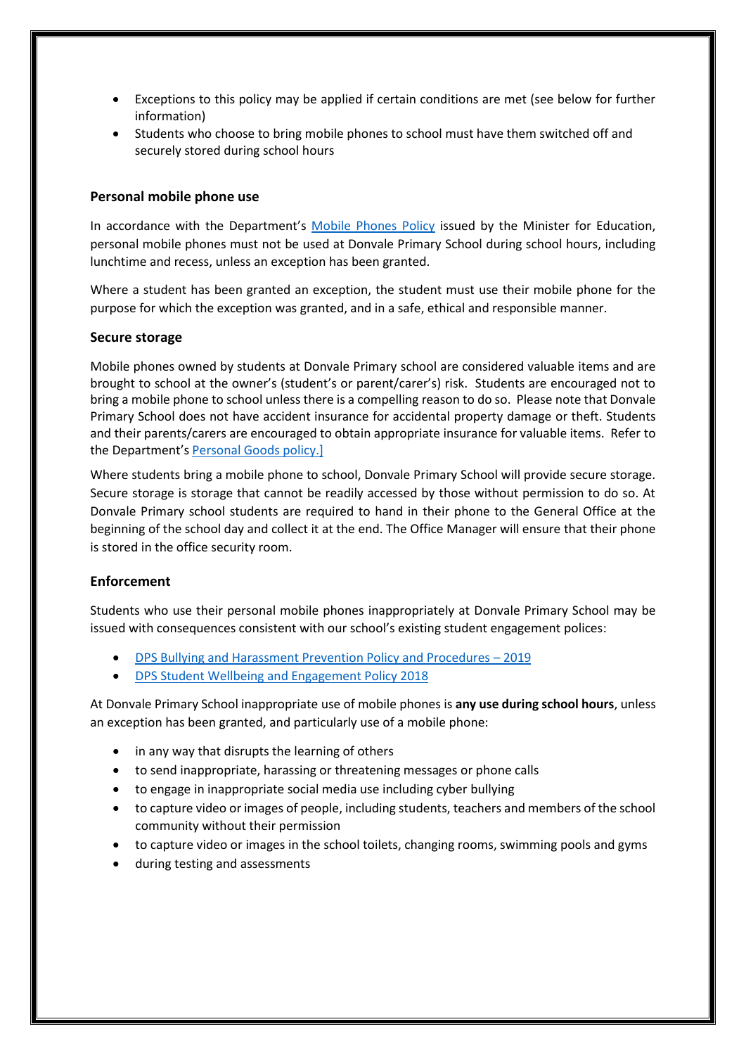- Exceptions to this policy may be applied if certain conditions are met (see below for further information)
- Students who choose to bring mobile phones to school must have them switched off and securely stored during school hours

### Personal mobile phone use

In accordance with the Department's Mobile Phones Policy issued by the Minister for Education, personal mobile phones must not be used at Donvale Primary School during school hours, including lunchtime and recess, unless an exception has been granted.

Where a student has been granted an exception, the student must use their mobile phone for the purpose for which the exception was granted, and in a safe, ethical and responsible manner.

### Secure storage

Mobile phones owned by students at Donvale Primary school are considered valuable items and are brought to school at the owner's (student's or parent/carer's) risk. Students are encouraged not to bring a mobile phone to school unless there is a compelling reason to do so. Please note that Donvale Primary School does not have accident insurance for accidental property damage or theft. Students and their parents/carers are encouraged to obtain appropriate insurance for valuable items. Refer to the Department's Personal Goods policy.]

Where students bring a mobile phone to school, Donvale Primary School will provide secure storage. Secure storage is storage that cannot be readily accessed by those without permission to do so. At Donvale Primary school students are required to hand in their phone to the General Office at the beginning of the school day and collect it at the end. The Office Manager will ensure that their phone is stored in the office security room.

### Enforcement

Students who use their personal mobile phones inappropriately at Donvale Primary School may be issued with consequences consistent with our school's existing student engagement polices:

- DPS Bullying and Harassment Prevention Policy and Procedures – 2019
- DPS Student Wellbeing and Engagement Policy 2018

At Donvale Primary School inappropriate use of mobile phones is **any use during school hours**, unless an exception has been granted, and particularly use of a mobile phone:

- in any way that disrupts the learning of others
- to send inappropriate, harassing or threatening messages or phone calls
- to engage in inappropriate social media use including cyber bullying
- to capture video or images of people, including students, teachers and members of the school community without their permission
- to capture video or images in the school toilets, changing rooms, swimming pools and gyms
- during testing and assessments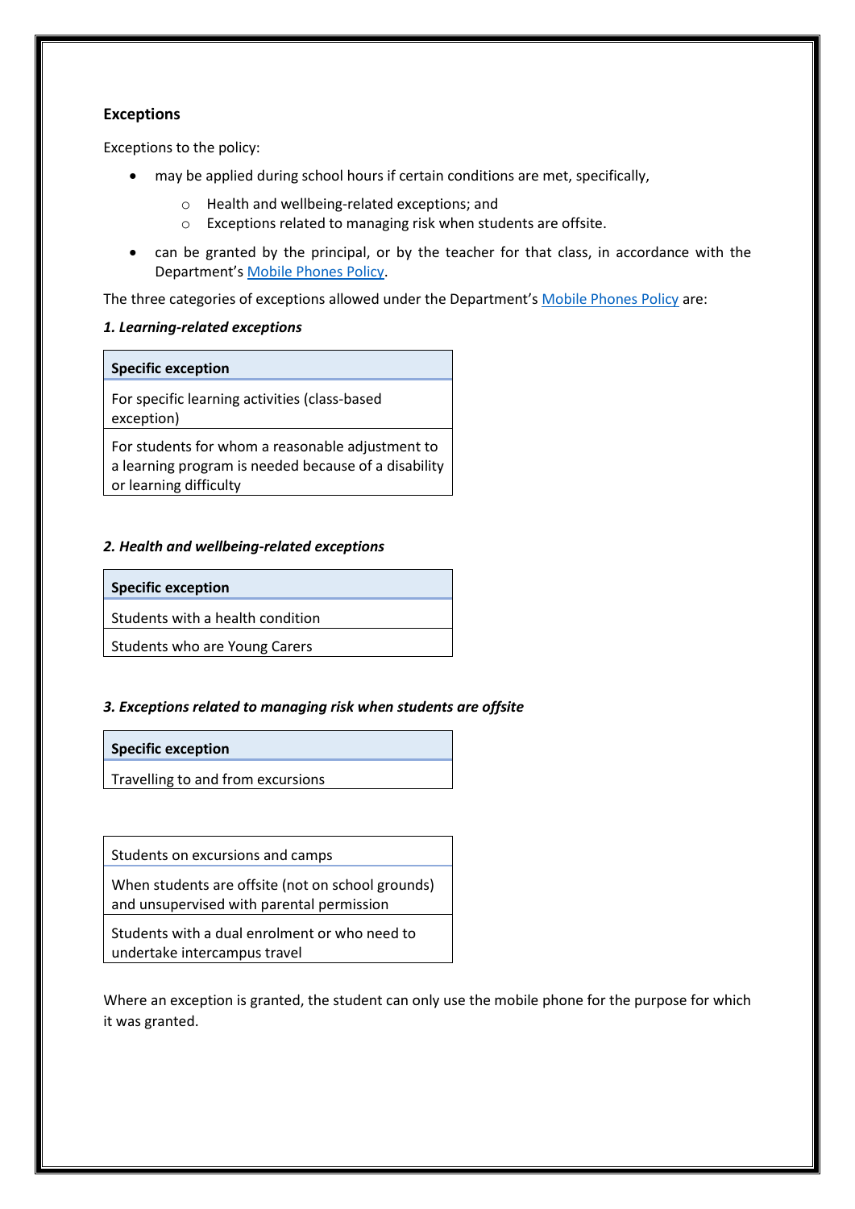**Exceptions**

Exceptions to the policy:

- may be applied during school hours if certain conditions are met, specifically,
  - Health and wellbeing-related exceptions; and
  - Exceptions related to managing risk when students are offsite.
- can be granted by the principal, or by the teacher for that class, in accordance with the Department's [Mobile Phones Policy](#).

The three categories of exceptions allowed under the Department's [Mobile Phones Policy](#) are:

***1. Learning-related exceptions***

| Specific exception |
| --- |
| For specific learning activities (class-based exception) |
| For students for whom a reasonable adjustment to a learning program is needed because of a disability or learning difficulty |

***2. Health and wellbeing-related exceptions***

| Specific exception |
| --- |
| Students with a health condition |
| Students who are Young Carers |

***3. Exceptions related to managing risk when students are offsite***

| Specific exception |
| --- |
| Travelling to and from excursions |
| Students on excursions and camps |
| When students are offsite (not on school grounds) and unsupervised with parental permission |
| Students with a dual enrolment or who need to undertake intercampus travel |

Where an exception is granted, the student can only use the mobile phone for the purpose for which it was granted.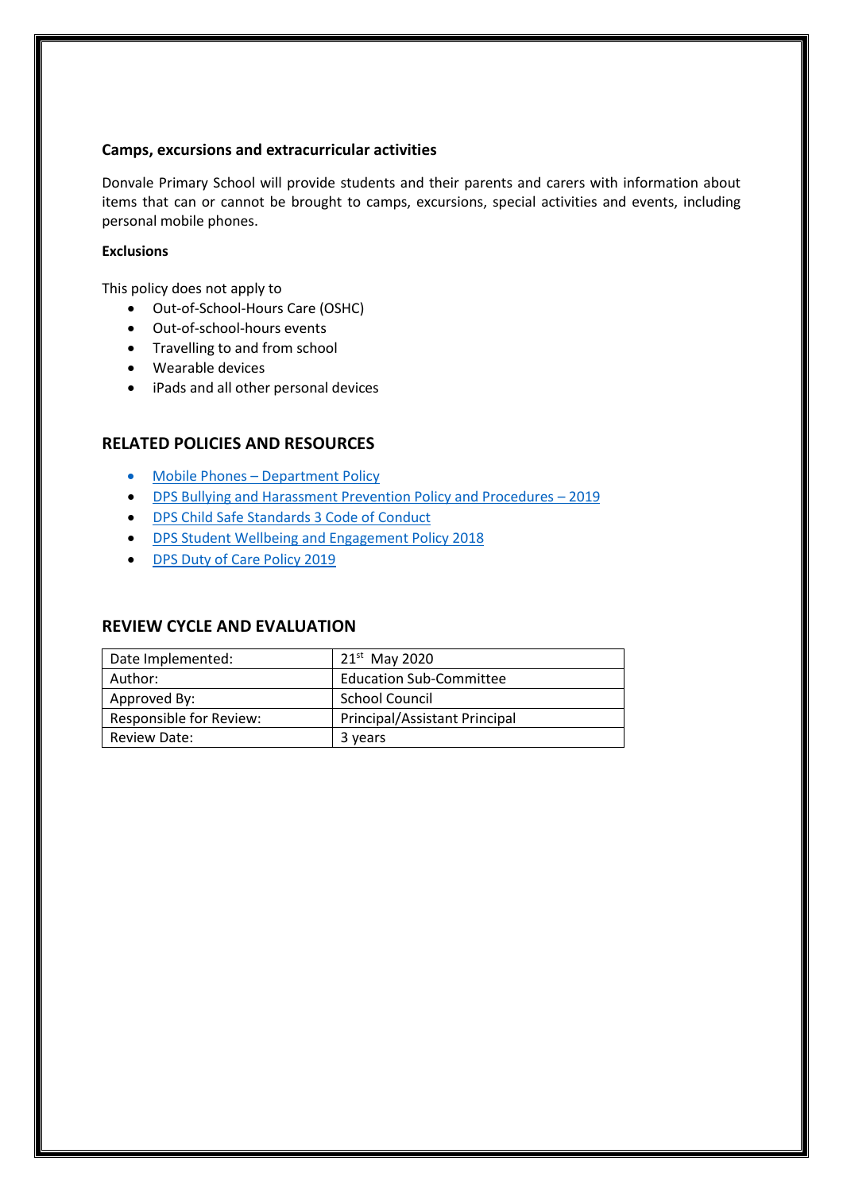### Camps, excursions and extracurricular activities

Donvale Primary School will provide students and their parents and carers with information about items that can or cannot be brought to camps, excursions, special activities and events, including personal mobile phones.

### Exclusions

This policy does not apply to

- Out-of-School-Hours Care (OSHC)
- Out-of-school-hours events
- Travelling to and from school
- Wearable devices
- iPads and all other personal devices

## RELATED POLICIES AND RESOURCES

- Mobile Phones – Department Policy
- DPS Bullying and Harassment Prevention Policy and Procedures – 2019
- DPS Child Safe Standards 3 Code of Conduct
- DPS Student Wellbeing and Engagement Policy 2018
- DPS Duty of Care Policy 2019

## REVIEW CYCLE AND EVALUATION

| Date Implemented: | 21st May 2020 |
|---|---|
| Author: | Education Sub-Committee |
| Approved By: | School Council |
| Responsible for Review: | Principal/Assistant Principal |
| Review Date: | 3 years |